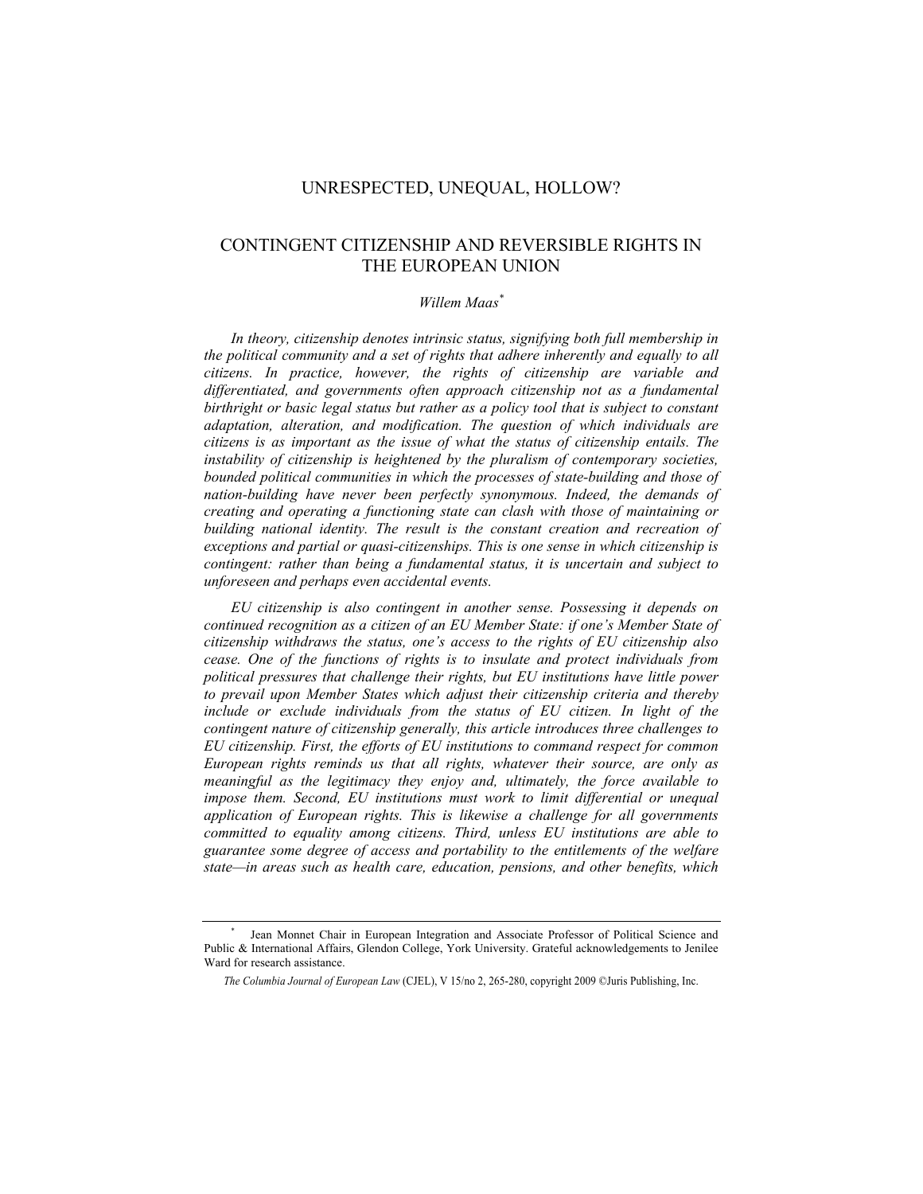# UNRESPECTED, UNEQUAL, HOLLOW?

## CONTINGENT CITIZENSHIP AND REVERSIBLE RIGHTS IN THE EUROPEAN UNION

*Willem Maas*[*]

*In theory, citizenship denotes intrinsic status, signifying both full membership in the political community and a set of rights that adhere inherently and equally to all citizens. In practice, however, the rights of citizenship are variable and differentiated, and governments often approach citizenship not as a fundamental birthright or basic legal status but rather as a policy tool that is subject to constant adaptation, alteration, and modification. The question of which individuals are citizens is as important as the issue of what the status of citizenship entails. The instability of citizenship is heightened by the pluralism of contemporary societies, bounded political communities in which the processes of state-building and those of nation-building have never been perfectly synonymous. Indeed, the demands of creating and operating a functioning state can clash with those of maintaining or building national identity. The result is the constant creation and recreation of exceptions and partial or quasi-citizenships. This is one sense in which citizenship is contingent: rather than being a fundamental status, it is uncertain and subject to unforeseen and perhaps even accidental events.*

*EU citizenship is also contingent in another sense. Possessing it depends on continued recognition as a citizen of an EU Member State: if one's Member State of citizenship withdraws the status, one's access to the rights of EU citizenship also cease. One of the functions of rights is to insulate and protect individuals from political pressures that challenge their rights, but EU institutions have little power to prevail upon Member States which adjust their citizenship criteria and thereby include or exclude individuals from the status of EU citizen. In light of the contingent nature of citizenship generally, this article introduces three challenges to EU citizenship. First, the efforts of EU institutions to command respect for common European rights reminds us that all rights, whatever their source, are only as meaningful as the legitimacy they enjoy and, ultimately, the force available to impose them. Second, EU institutions must work to limit differential or unequal application of European rights. This is likewise a challenge for all governments committed to equality among citizens. Third, unless EU institutions are able to guarantee some degree of access and portability to the entitlements of the welfare state—in areas such as health care, education, pensions, and other benefits, which*

---

[*] Jean Monnet Chair in European Integration and Associate Professor of Political Science and Public & International Affairs, Glendon College, York University. Grateful acknowledgements to Jenilee Ward for research assistance.

*The Columbia Journal of European Law* (CJEL), V 15/no 2, 265-280, copyright 2009 ©Juris Publishing, Inc.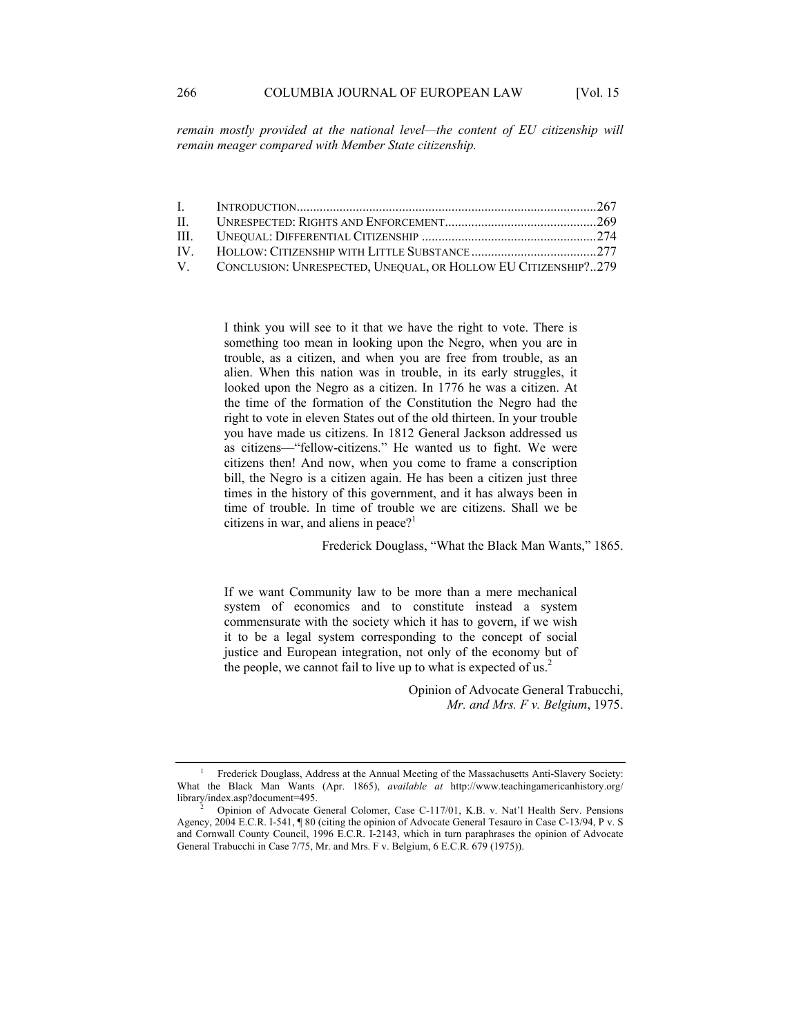*remain mostly provided at the national level—the content of EU citizenship will remain meager compared with Member State citizenship.*

| | | |
|---|---|---|
| I. | INTRODUCTION | 267 |
| II. | UNRESPECTED: RIGHTS AND ENFORCEMENT | 269 |
| III. | UNEQUAL: DIFFERENTIAL CITIZENSHIP | 274 |
| IV. | HOLLOW: CITIZENSHIP WITH LITTLE SUBSTANCE | 277 |
| V. | CONCLUSION: UNRESPECTED, UNEQUAL, OR HOLLOW EU CITIZENSHIP? | 279 |

> I think you will see to it that we have the right to vote. There is something too mean in looking upon the Negro, when you are in trouble, as a citizen, and when you are free from trouble, as an alien. When this nation was in trouble, in its early struggles, it looked upon the Negro as a citizen. In 1776 he was a citizen. At the time of the formation of the Constitution the Negro had the right to vote in eleven States out of the old thirteen. In your trouble you have made us citizens. In 1812 General Jackson addressed us as citizens—"fellow-citizens." He wanted us to fight. We were citizens then! And now, when you come to frame a conscription bill, the Negro is a citizen again. He has been a citizen just three times in the history of this government, and it has always been in time of trouble. In time of trouble we are citizens. Shall we be citizens in war, and aliens in peace?[1]
>
> Frederick Douglass, "What the Black Man Wants," 1865.

> If we want Community law to be more than a mere mechanical system of economics and to constitute instead a system commensurate with the society which it has to govern, if we wish it to be a legal system corresponding to the concept of social justice and European integration, not only of the economy but of the people, we cannot fail to live up to what is expected of us.[2]
>
> Opinion of Advocate General Trabucchi, *Mr. and Mrs. F v. Belgium*, 1975.

---

[1] Frederick Douglass, Address at the Annual Meeting of the Massachusetts Anti-Slavery Society: What the Black Man Wants (Apr. 1865), *available at* http://www.teachingamericanhistory.org/library/index.asp?document=495.

[2] Opinion of Advocate General Colomer, Case C-117/01, K.B. v. Nat'l Health Serv. Pensions Agency, 2004 E.C.R. I-541, ¶ 80 (citing the opinion of Advocate General Tesauro in Case C-13/94, P v. S and Cornwall County Council, 1996 E.C.R. I-2143, which in turn paraphrases the opinion of Advocate General Trabucchi in Case 7/75, Mr. and Mrs. F v. Belgium, 6 E.C.R. 679 (1975)).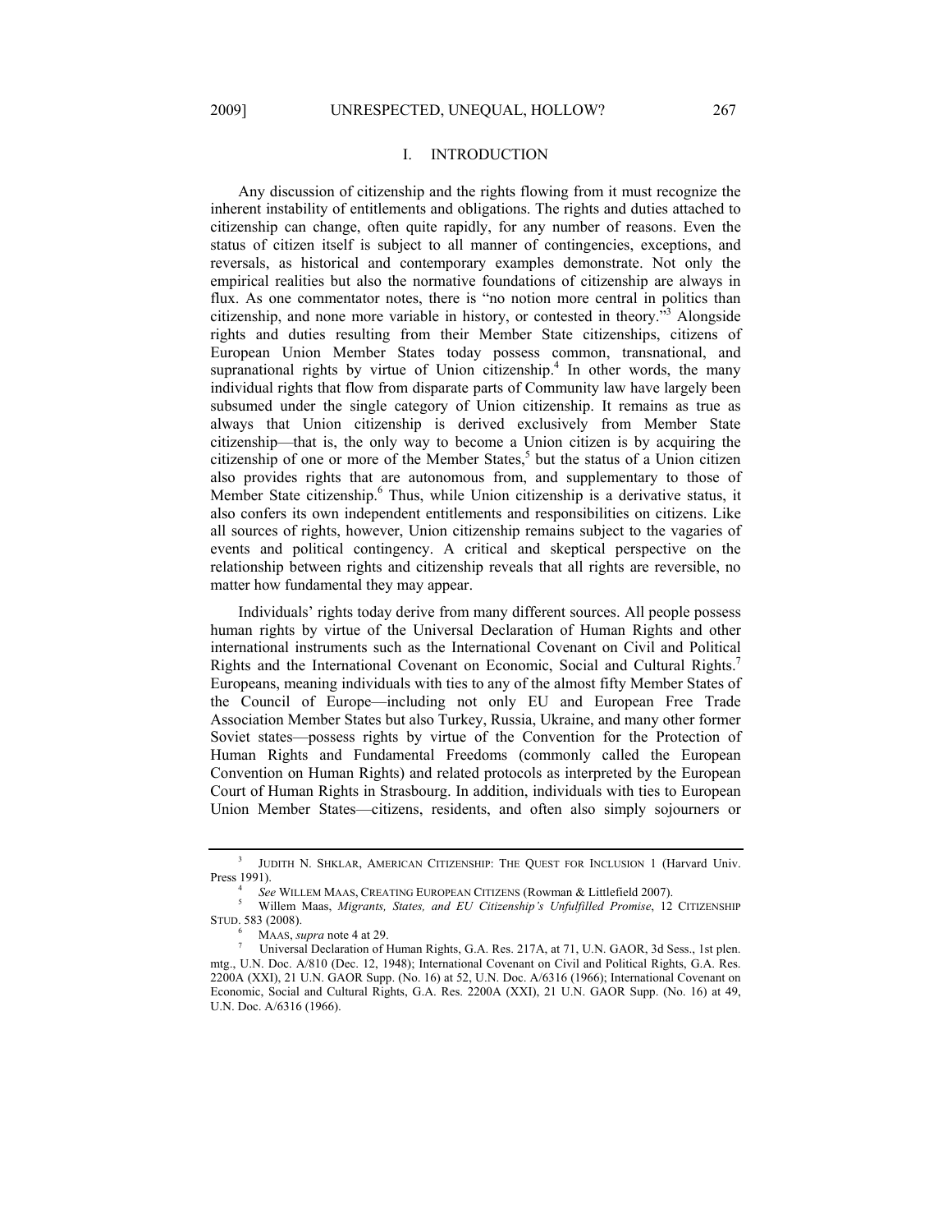## I. INTRODUCTION

Any discussion of citizenship and the rights flowing from it must recognize the inherent instability of entitlements and obligations. The rights and duties attached to citizenship can change, often quite rapidly, for any number of reasons. Even the status of citizen itself is subject to all manner of contingencies, exceptions, and reversals, as historical and contemporary examples demonstrate. Not only the empirical realities but also the normative foundations of citizenship are always in flux. As one commentator notes, there is "no notion more central in politics than citizenship, and none more variable in history, or contested in theory."[3] Alongside rights and duties resulting from their Member State citizenships, citizens of European Union Member States today possess common, transnational, and supranational rights by virtue of Union citizenship.[4] In other words, the many individual rights that flow from disparate parts of Community law have largely been subsumed under the single category of Union citizenship. It remains as true as always that Union citizenship is derived exclusively from Member State citizenship—that is, the only way to become a Union citizen is by acquiring the citizenship of one or more of the Member States,[5] but the status of a Union citizen also provides rights that are autonomous from, and supplementary to those of Member State citizenship.[6] Thus, while Union citizenship is a derivative status, it also confers its own independent entitlements and responsibilities on citizens. Like all sources of rights, however, Union citizenship remains subject to the vagaries of events and political contingency. A critical and skeptical perspective on the relationship between rights and citizenship reveals that all rights are reversible, no matter how fundamental they may appear.

Individuals' rights today derive from many different sources. All people possess human rights by virtue of the Universal Declaration of Human Rights and other international instruments such as the International Covenant on Civil and Political Rights and the International Covenant on Economic, Social and Cultural Rights.[7] Europeans, meaning individuals with ties to any of the almost fifty Member States of the Council of Europe—including not only EU and European Free Trade Association Member States but also Turkey, Russia, Ukraine, and many other former Soviet states—possess rights by virtue of the Convention for the Protection of Human Rights and Fundamental Freedoms (commonly called the European Convention on Human Rights) and related protocols as interpreted by the European Court of Human Rights in Strasbourg. In addition, individuals with ties to European Union Member States—citizens, residents, and often also simply sojourners or

---

[3] JUDITH N. SHKLAR, AMERICAN CITIZENSHIP: THE QUEST FOR INCLUSION 1 (Harvard Univ. Press 1991).

[4] *See* WILLEM MAAS, CREATING EUROPEAN CITIZENS (Rowman & Littlefield 2007).

[5] Willem Maas, *Migrants, States, and EU Citizenship's Unfulfilled Promise*, 12 CITIZENSHIP STUD. 583 (2008).

[6] MAAS, *supra* note 4 at 29.

[7] Universal Declaration of Human Rights, G.A. Res. 217A, at 71, U.N. GAOR, 3d Sess., 1st plen. mtg., U.N. Doc. A/810 (Dec. 12, 1948); International Covenant on Civil and Political Rights, G.A. Res. 2200A (XXI), 21 U.N. GAOR Supp. (No. 16) at 52, U.N. Doc. A/6316 (1966); International Covenant on Economic, Social and Cultural Rights, G.A. Res. 2200A (XXI), 21 U.N. GAOR Supp. (No. 16) at 49, U.N. Doc. A/6316 (1966).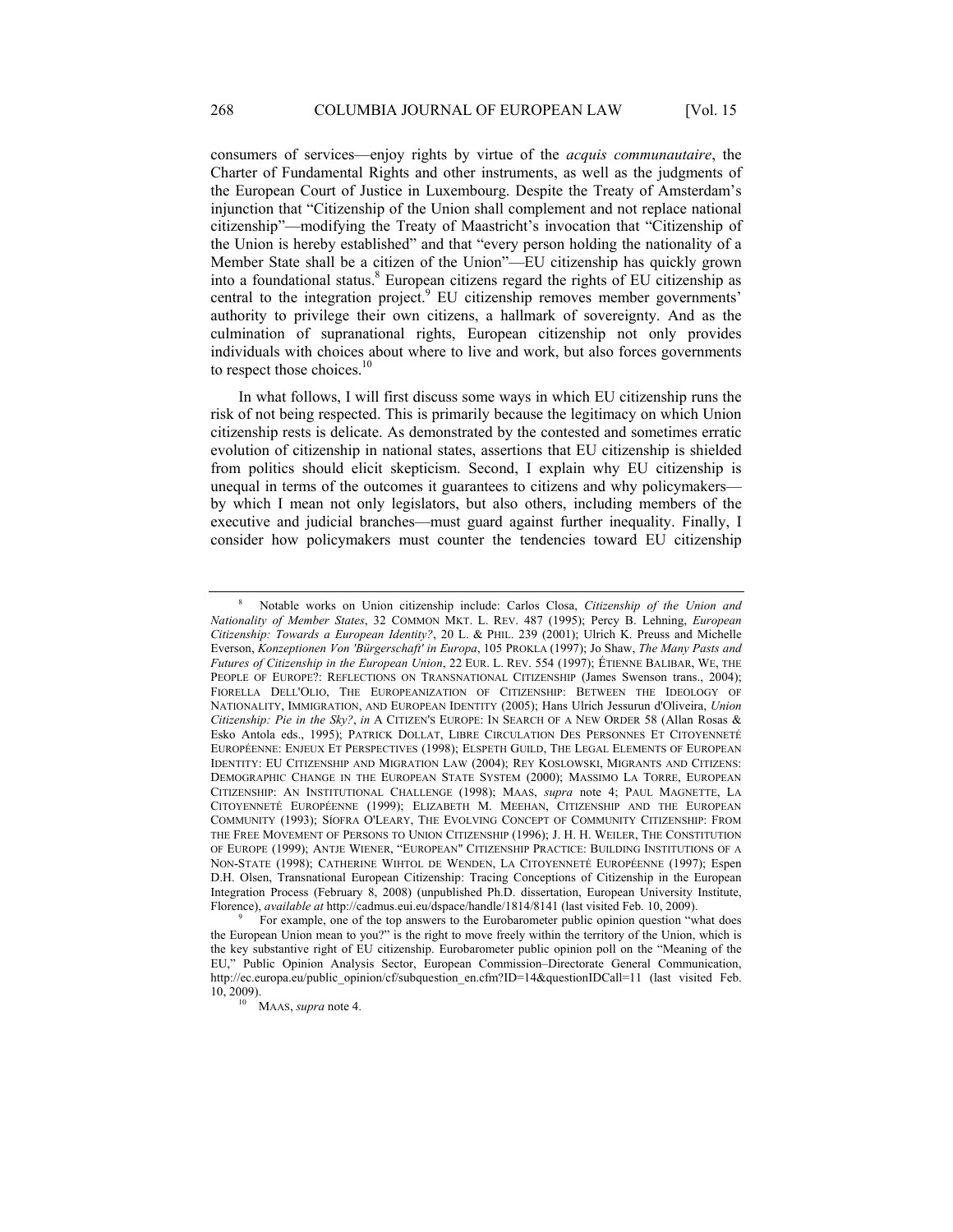consumers of services—enjoy rights by virtue of the *acquis communautaire*, the Charter of Fundamental Rights and other instruments, as well as the judgments of the European Court of Justice in Luxembourg. Despite the Treaty of Amsterdam's injunction that "Citizenship of the Union shall complement and not replace national citizenship"—modifying the Treaty of Maastricht's invocation that "Citizenship of the Union is hereby established" and that "every person holding the nationality of a Member State shall be a citizen of the Union"—EU citizenship has quickly grown into a foundational status.[8] European citizens regard the rights of EU citizenship as central to the integration project.[9] EU citizenship removes member governments' authority to privilege their own citizens, a hallmark of sovereignty. And as the culmination of supranational rights, European citizenship not only provides individuals with choices about where to live and work, but also forces governments to respect those choices.[10]

In what follows, I will first discuss some ways in which EU citizenship runs the risk of not being respected. This is primarily because the legitimacy on which Union citizenship rests is delicate. As demonstrated by the contested and sometimes erratic evolution of citizenship in national states, assertions that EU citizenship is shielded from politics should elicit skepticism. Second, I explain why EU citizenship is unequal in terms of the outcomes it guarantees to citizens and why policymakers—by which I mean not only legislators, but also others, including members of the executive and judicial branches—must guard against further inequality. Finally, I consider how policymakers must counter the tendencies toward EU citizenship

---

[8] Notable works on Union citizenship include: Carlos Closa, *Citizenship of the Union and Nationality of Member States*, 32 COMMON MKT. L. REV. 487 (1995); Percy B. Lehning, *European Citizenship: Towards a European Identity?*, 20 L. & PHIL. 239 (2001); Ulrich K. Preuss and Michelle Everson, *Konzeptionen Von 'Bürgerschaft' in Europa*, 105 PROKLA (1997); Jo Shaw, *The Many Pasts and Futures of Citizenship in the European Union*, 22 EUR. L. REV. 554 (1997); ÉTIENNE BALIBAR, WE, THE PEOPLE OF EUROPE?: REFLECTIONS ON TRANSNATIONAL CITIZENSHIP (James Swenson trans., 2004); FIORELLA DELL'OLIO, THE EUROPEANIZATION OF CITIZENSHIP: BETWEEN THE IDEOLOGY OF NATIONALITY, IMMIGRATION, AND EUROPEAN IDENTITY (2005); Hans Ulrich Jessurun d'Oliveira, *Union Citizenship: Pie in the Sky?*, *in* A CITIZEN'S EUROPE: IN SEARCH OF A NEW ORDER 58 (Allan Rosas & Esko Antola eds., 1995); PATRICK DOLLAT, LIBRE CIRCULATION DES PERSONNES ET CITOYENNETÉ EUROPÉENNE: ENJEUX ET PERSPECTIVES (1998); ELSPETH GUILD, THE LEGAL ELEMENTS OF EUROPEAN IDENTITY: EU CITIZENSHIP AND MIGRATION LAW (2004); REY KOSLOWSKI, MIGRANTS AND CITIZENS: DEMOGRAPHIC CHANGE IN THE EUROPEAN STATE SYSTEM (2000); MASSIMO LA TORRE, EUROPEAN CITIZENSHIP: AN INSTITUTIONAL CHALLENGE (1998); MAAS, *supra* note 4; PAUL MAGNETTE, LA CITOYENNETÉ EUROPÉENNE (1999); ELIZABETH M. MEEHAN, CITIZENSHIP AND THE EUROPEAN COMMUNITY (1993); SÍOFRA O'LEARY, THE EVOLVING CONCEPT OF COMMUNITY CITIZENSHIP: FROM THE FREE MOVEMENT OF PERSONS TO UNION CITIZENSHIP (1996); J. H. H. WEILER, THE CONSTITUTION OF EUROPE (1999); ANTJE WIENER, "EUROPEAN" CITIZENSHIP PRACTICE: BUILDING INSTITUTIONS OF A NON-STATE (1998); CATHERINE WIHTOL DE WENDEN, LA CITOYENNETÉ EUROPÉENNE (1997); Espen D.H. Olsen, Transnational European Citizenship: Tracing Conceptions of Citizenship in the European Integration Process (February 8, 2008) (unpublished Ph.D. dissertation, European University Institute, Florence), *available at* http://cadmus.eui.eu/dspace/handle/1814/8141 (last visited Feb. 10, 2009).

[9] For example, one of the top answers to the Eurobarometer public opinion question "what does the European Union mean to you?" is the right to move freely within the territory of the Union, which is the key substantive right of EU citizenship. Eurobarometer public opinion poll on the "Meaning of the EU," Public Opinion Analysis Sector, European Commission–Directorate General Communication, http://ec.europa.eu/public_opinion/cf/subquestion_en.cfm?ID=14&questionIDCall=11 (last visited Feb. 10, 2009).

[10] MAAS, *supra* note 4.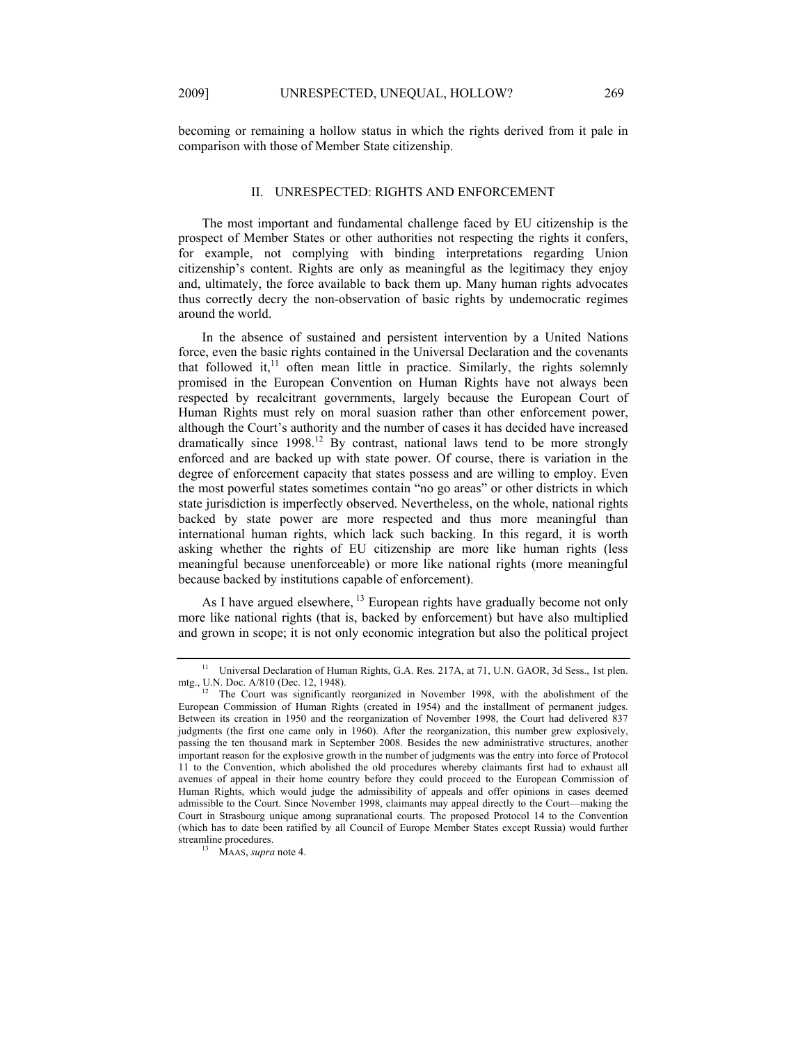becoming or remaining a hollow status in which the rights derived from it pale in comparison with those of Member State citizenship.

## II. UNRESPECTED: RIGHTS AND ENFORCEMENT

The most important and fundamental challenge faced by EU citizenship is the prospect of Member States or other authorities not respecting the rights it confers, for example, not complying with binding interpretations regarding Union citizenship's content. Rights are only as meaningful as the legitimacy they enjoy and, ultimately, the force available to back them up. Many human rights advocates thus correctly decry the non-observation of basic rights by undemocratic regimes around the world.

In the absence of sustained and persistent intervention by a United Nations force, even the basic rights contained in the Universal Declaration and the covenants that followed it,[11] often mean little in practice. Similarly, the rights solemnly promised in the European Convention on Human Rights have not always been respected by recalcitrant governments, largely because the European Court of Human Rights must rely on moral suasion rather than other enforcement power, although the Court's authority and the number of cases it has decided have increased dramatically since 1998.[12] By contrast, national laws tend to be more strongly enforced and are backed up with state power. Of course, there is variation in the degree of enforcement capacity that states possess and are willing to employ. Even the most powerful states sometimes contain "no go areas" or other districts in which state jurisdiction is imperfectly observed. Nevertheless, on the whole, national rights backed by state power are more respected and thus more meaningful than international human rights, which lack such backing. In this regard, it is worth asking whether the rights of EU citizenship are more like human rights (less meaningful because unenforceable) or more like national rights (more meaningful because backed by institutions capable of enforcement).

As I have argued elsewhere,[13] European rights have gradually become not only more like national rights (that is, backed by enforcement) but have also multiplied and grown in scope; it is not only economic integration but also the political project

---

[11] Universal Declaration of Human Rights, G.A. Res. 217A, at 71, U.N. GAOR, 3d Sess., 1st plen. mtg., U.N. Doc. A/810 (Dec. 12, 1948).

[12] The Court was significantly reorganized in November 1998, with the abolishment of the European Commission of Human Rights (created in 1954) and the installment of permanent judges. Between its creation in 1950 and the reorganization of November 1998, the Court had delivered 837 judgments (the first one came only in 1960). After the reorganization, this number grew explosively, passing the ten thousand mark in September 2008. Besides the new administrative structures, another important reason for the explosive growth in the number of judgments was the entry into force of Protocol 11 to the Convention, which abolished the old procedures whereby claimants first had to exhaust all avenues of appeal in their home country before they could proceed to the European Commission of Human Rights, which would judge the admissibility of appeals and offer opinions in cases deemed admissible to the Court. Since November 1998, claimants may appeal directly to the Court—making the Court in Strasbourg unique among supranational courts. The proposed Protocol 14 to the Convention (which has to date been ratified by all Council of Europe Member States except Russia) would further streamline procedures.

[13] MAAS, *supra* note 4.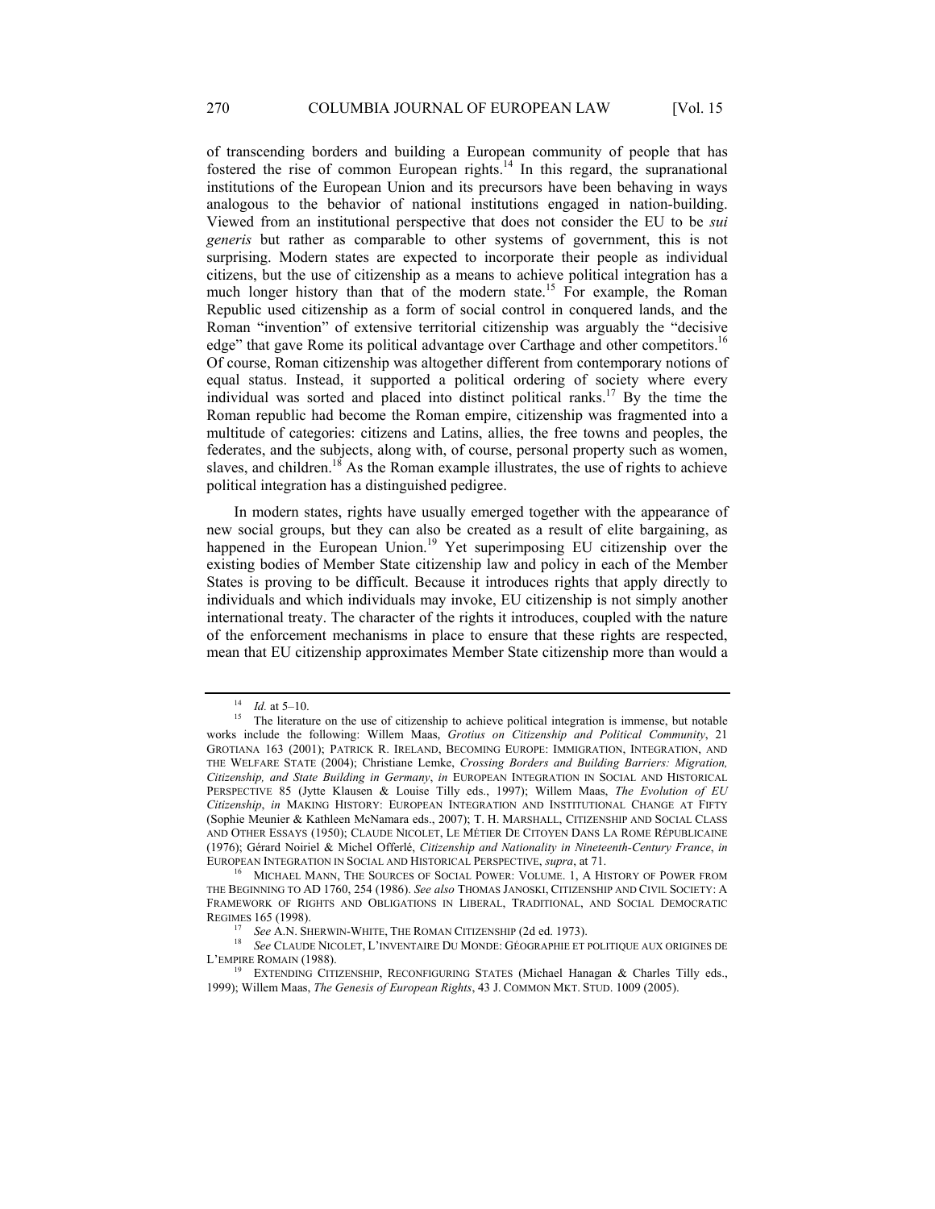of transcending borders and building a European community of people that has fostered the rise of common European rights.[14] In this regard, the supranational institutions of the European Union and its precursors have been behaving in ways analogous to the behavior of national institutions engaged in nation-building. Viewed from an institutional perspective that does not consider the EU to be *sui generis* but rather as comparable to other systems of government, this is not surprising. Modern states are expected to incorporate their people as individual citizens, but the use of citizenship as a means to achieve political integration has a much longer history than that of the modern state.[15] For example, the Roman Republic used citizenship as a form of social control in conquered lands, and the Roman "invention" of extensive territorial citizenship was arguably the "decisive edge" that gave Rome its political advantage over Carthage and other competitors.[16] Of course, Roman citizenship was altogether different from contemporary notions of equal status. Instead, it supported a political ordering of society where every individual was sorted and placed into distinct political ranks.[17] By the time the Roman republic had become the Roman empire, citizenship was fragmented into a multitude of categories: citizens and Latins, allies, the free towns and peoples, the federates, and the subjects, along with, of course, personal property such as women, slaves, and children.[18] As the Roman example illustrates, the use of rights to achieve political integration has a distinguished pedigree.

In modern states, rights have usually emerged together with the appearance of new social groups, but they can also be created as a result of elite bargaining, as happened in the European Union.[19] Yet superimposing EU citizenship over the existing bodies of Member State citizenship law and policy in each of the Member States is proving to be difficult. Because it introduces rights that apply directly to individuals and which individuals may invoke, EU citizenship is not simply another international treaty. The character of the rights it introduces, coupled with the nature of the enforcement mechanisms in place to ensure that these rights are respected, mean that EU citizenship approximates Member State citizenship more than would a

---

[14] *Id.* at 5–10.

[15] The literature on the use of citizenship to achieve political integration is immense, but notable works include the following: Willem Maas, *Grotius on Citizenship and Political Community*, 21 GROTIANA 163 (2001); PATRICK R. IRELAND, BECOMING EUROPE: IMMIGRATION, INTEGRATION, AND THE WELFARE STATE (2004); Christiane Lemke, *Crossing Borders and Building Barriers: Migration, Citizenship, and State Building in Germany*, *in* EUROPEAN INTEGRATION IN SOCIAL AND HISTORICAL PERSPECTIVE 85 (Jytte Klausen & Louise Tilly eds., 1997); Willem Maas, *The Evolution of EU Citizenship*, *in* MAKING HISTORY: EUROPEAN INTEGRATION AND INSTITUTIONAL CHANGE AT FIFTY (Sophie Meunier & Kathleen McNamara eds., 2007); T. H. MARSHALL, CITIZENSHIP AND SOCIAL CLASS AND OTHER ESSAYS (1950); CLAUDE NICOLET, LE MÉTIER DE CITOYEN DANS LA ROME RÉPUBLICAINE (1976); Gérard Noiriel & Michel Offerlé, *Citizenship and Nationality in Nineteenth-Century France*, *in* EUROPEAN INTEGRATION IN SOCIAL AND HISTORICAL PERSPECTIVE, *supra*, at 71.

[16] MICHAEL MANN, THE SOURCES OF SOCIAL POWER: VOLUME. 1, A HISTORY OF POWER FROM THE BEGINNING TO AD 1760, 254 (1986). *See also* THOMAS JANOSKI, CITIZENSHIP AND CIVIL SOCIETY: A FRAMEWORK OF RIGHTS AND OBLIGATIONS IN LIBERAL, TRADITIONAL, AND SOCIAL DEMOCRATIC REGIMES 165 (1998).

[17] *See* A.N. SHERWIN-WHITE, THE ROMAN CITIZENSHIP (2d ed. 1973).

[18] *See* CLAUDE NICOLET, L'INVENTAIRE DU MONDE: GÉOGRAPHIE ET POLITIQUE AUX ORIGINES DE L'EMPIRE ROMAIN (1988).

[19] EXTENDING CITIZENSHIP, RECONFIGURING STATES (Michael Hanagan & Charles Tilly eds., 1999); Willem Maas, *The Genesis of European Rights*, 43 J. COMMON MKT. STUD. 1009 (2005).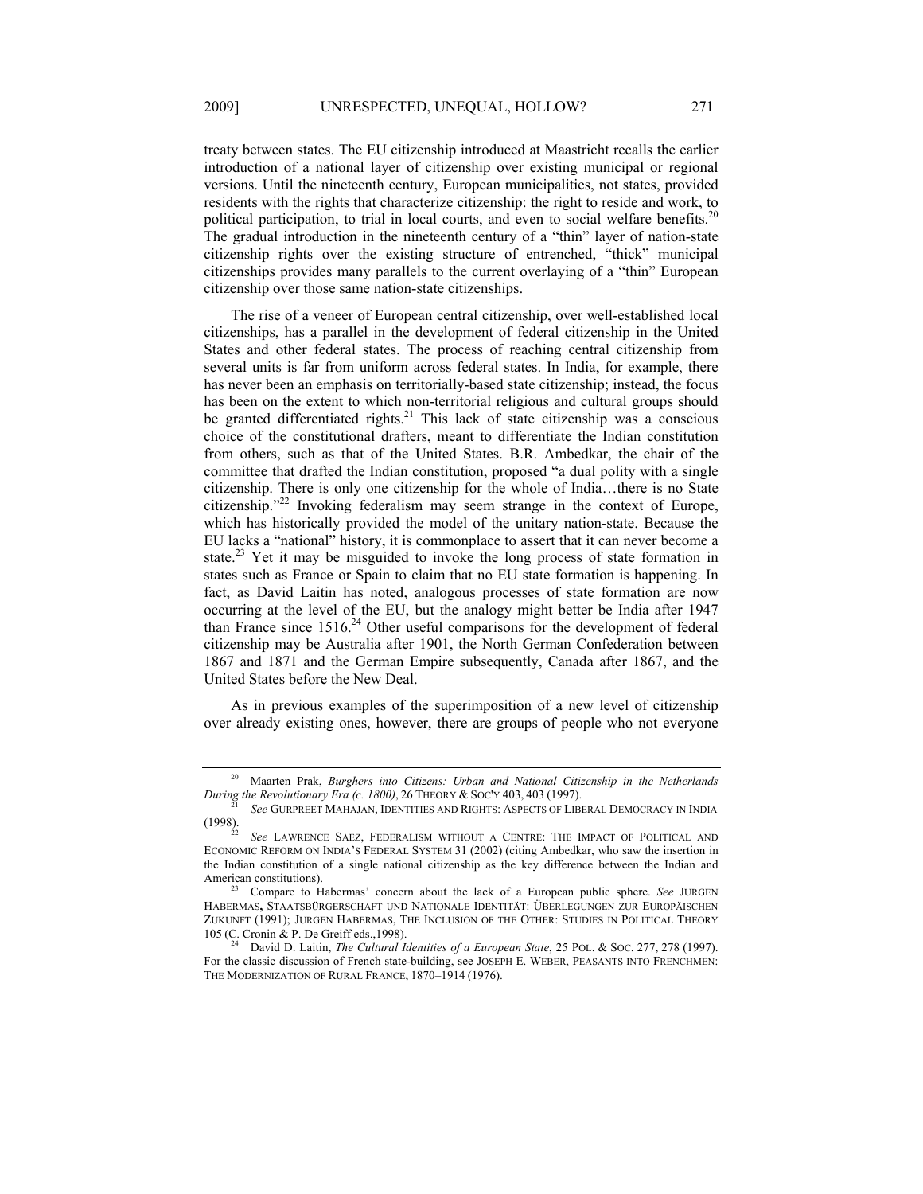treaty between states. The EU citizenship introduced at Maastricht recalls the earlier introduction of a national layer of citizenship over existing municipal or regional versions. Until the nineteenth century, European municipalities, not states, provided residents with the rights that characterize citizenship: the right to reside and work, to political participation, to trial in local courts, and even to social welfare benefits.[20] The gradual introduction in the nineteenth century of a "thin" layer of nation-state citizenship rights over the existing structure of entrenched, "thick" municipal citizenships provides many parallels to the current overlaying of a "thin" European citizenship over those same nation-state citizenships.

The rise of a veneer of European central citizenship, over well-established local citizenships, has a parallel in the development of federal citizenship in the United States and other federal states. The process of reaching central citizenship from several units is far from uniform across federal states. In India, for example, there has never been an emphasis on territorially-based state citizenship; instead, the focus has been on the extent to which non-territorial religious and cultural groups should be granted differentiated rights.[21] This lack of state citizenship was a conscious choice of the constitutional drafters, meant to differentiate the Indian constitution from others, such as that of the United States. B.R. Ambedkar, the chair of the committee that drafted the Indian constitution, proposed "a dual polity with a single citizenship. There is only one citizenship for the whole of India…there is no State citizenship."[22] Invoking federalism may seem strange in the context of Europe, which has historically provided the model of the unitary nation-state. Because the EU lacks a "national" history, it is commonplace to assert that it can never become a state.[23] Yet it may be misguided to invoke the long process of state formation in states such as France or Spain to claim that no EU state formation is happening. In fact, as David Laitin has noted, analogous processes of state formation are now occurring at the level of the EU, but the analogy might better be India after 1947 than France since 1516.[24] Other useful comparisons for the development of federal citizenship may be Australia after 1901, the North German Confederation between 1867 and 1871 and the German Empire subsequently, Canada after 1867, and the United States before the New Deal.

As in previous examples of the superimposition of a new level of citizenship over already existing ones, however, there are groups of people who not everyone

---

[20] Maarten Prak, *Burghers into Citizens: Urban and National Citizenship in the Netherlands During the Revolutionary Era (c. 1800)*, 26 THEORY & SOC'Y 403, 403 (1997).

[21] *See* GURPREET MAHAJAN, IDENTITIES AND RIGHTS: ASPECTS OF LIBERAL DEMOCRACY IN INDIA (1998).

[22] *See* LAWRENCE SAEZ, FEDERALISM WITHOUT A CENTRE: THE IMPACT OF POLITICAL AND ECONOMIC REFORM ON INDIA'S FEDERAL SYSTEM 31 (2002) (citing Ambedkar, who saw the insertion in the Indian constitution of a single national citizenship as the key difference between the Indian and American constitutions).

[23] Compare to Habermas' concern about the lack of a European public sphere. *See* JURGEN HABERMAS**,** STAATSBÜRGERSCHAFT UND NATIONALE IDENTITÄT: ÜBERLEGUNGEN ZUR EUROPÄISCHEN ZUKUNFT (1991); JURGEN HABERMAS, THE INCLUSION OF THE OTHER: STUDIES IN POLITICAL THEORY 105 (C. Cronin & P. De Greiff eds.,1998).

[24] David D. Laitin, *The Cultural Identities of a European State*, 25 POL. & SOC. 277, 278 (1997). For the classic discussion of French state-building, see JOSEPH E. WEBER, PEASANTS INTO FRENCHMEN: THE MODERNIZATION OF RURAL FRANCE, 1870–1914 (1976).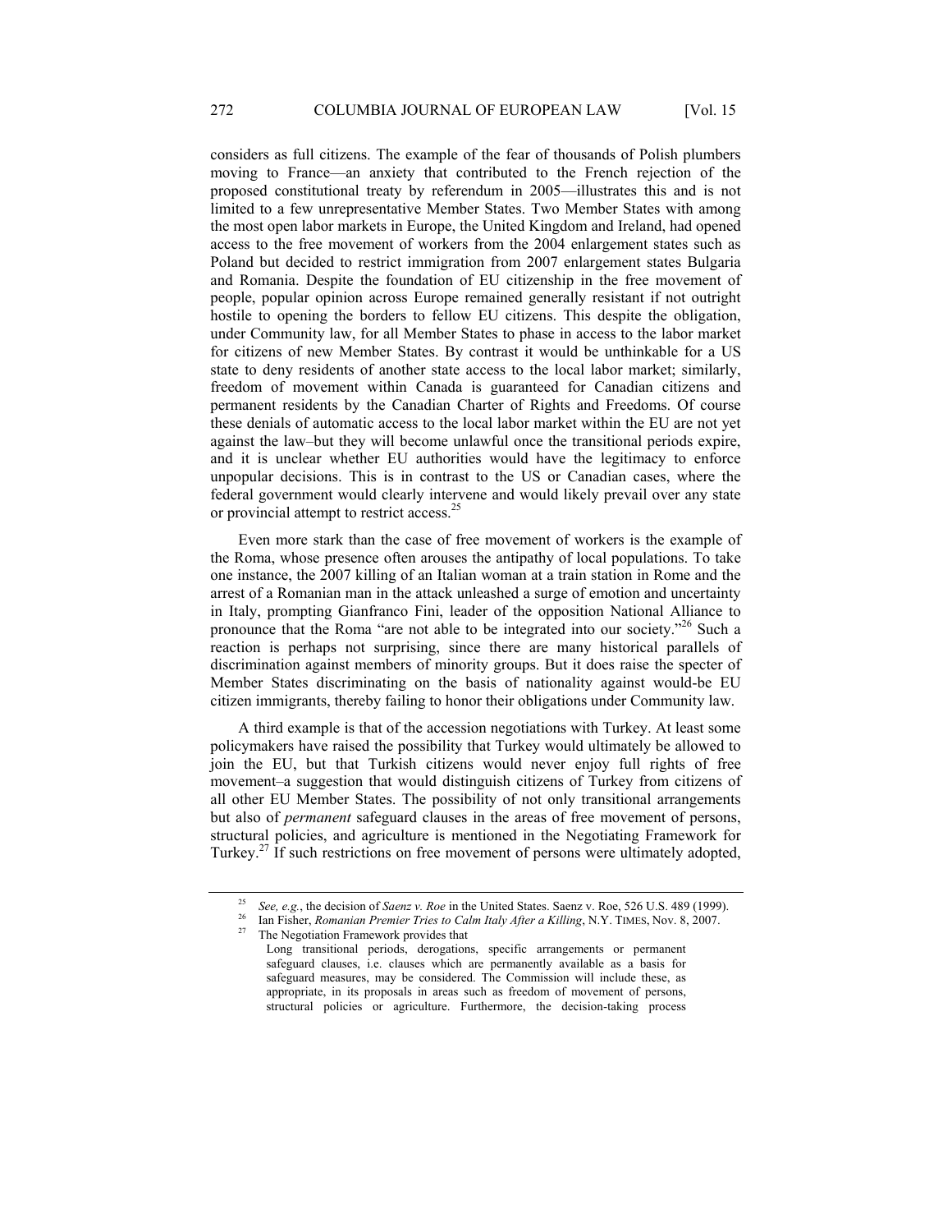considers as full citizens. The example of the fear of thousands of Polish plumbers moving to France—an anxiety that contributed to the French rejection of the proposed constitutional treaty by referendum in 2005—illustrates this and is not limited to a few unrepresentative Member States. Two Member States with among the most open labor markets in Europe, the United Kingdom and Ireland, had opened access to the free movement of workers from the 2004 enlargement states such as Poland but decided to restrict immigration from 2007 enlargement states Bulgaria and Romania. Despite the foundation of EU citizenship in the free movement of people, popular opinion across Europe remained generally resistant if not outright hostile to opening the borders to fellow EU citizens. This despite the obligation, under Community law, for all Member States to phase in access to the labor market for citizens of new Member States. By contrast it would be unthinkable for a US state to deny residents of another state access to the local labor market; similarly, freedom of movement within Canada is guaranteed for Canadian citizens and permanent residents by the Canadian Charter of Rights and Freedoms. Of course these denials of automatic access to the local labor market within the EU are not yet against the law–but they will become unlawful once the transitional periods expire, and it is unclear whether EU authorities would have the legitimacy to enforce unpopular decisions. This is in contrast to the US or Canadian cases, where the federal government would clearly intervene and would likely prevail over any state or provincial attempt to restrict access.[25]

Even more stark than the case of free movement of workers is the example of the Roma, whose presence often arouses the antipathy of local populations. To take one instance, the 2007 killing of an Italian woman at a train station in Rome and the arrest of a Romanian man in the attack unleashed a surge of emotion and uncertainty in Italy, prompting Gianfranco Fini, leader of the opposition National Alliance to pronounce that the Roma "are not able to be integrated into our society."[26] Such a reaction is perhaps not surprising, since there are many historical parallels of discrimination against members of minority groups. But it does raise the specter of Member States discriminating on the basis of nationality against would-be EU citizen immigrants, thereby failing to honor their obligations under Community law.

A third example is that of the accession negotiations with Turkey. At least some policymakers have raised the possibility that Turkey would ultimately be allowed to join the EU, but that Turkish citizens would never enjoy full rights of free movement–a suggestion that would distinguish citizens of Turkey from citizens of all other EU Member States. The possibility of not only transitional arrangements but also of *permanent* safeguard clauses in the areas of free movement of persons, structural policies, and agriculture is mentioned in the Negotiating Framework for Turkey.[27] If such restrictions on free movement of persons were ultimately adopted,

---

[25] *See, e.g.*, the decision of *Saenz v. Roe* in the United States. Saenz v. Roe, 526 U.S. 489 (1999).

[26] Ian Fisher, *Romanian Premier Tries to Calm Italy After a Killing*, N.Y. TIMES, Nov. 8, 2007.

[27] The Negotiation Framework provides that

> Long transitional periods, derogations, specific arrangements or permanent safeguard clauses, i.e. clauses which are permanently available as a basis for safeguard measures, may be considered. The Commission will include these, as appropriate, in its proposals in areas such as freedom of movement of persons, structural policies or agriculture. Furthermore, the decision-taking process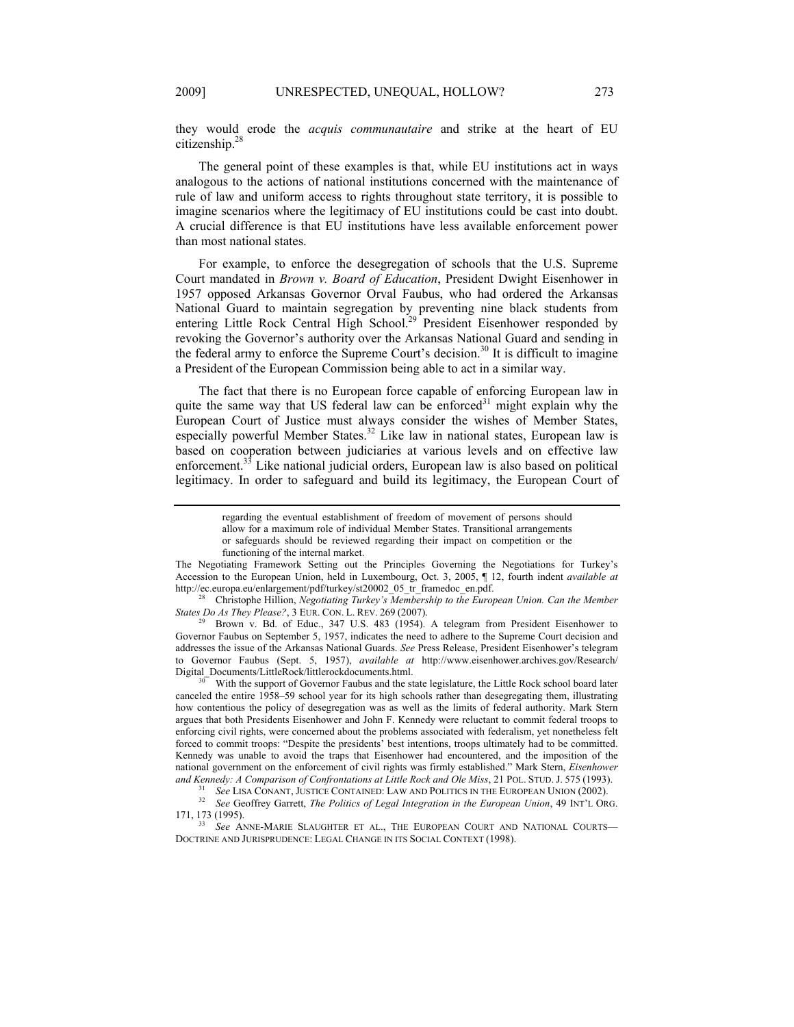they would erode the *acquis communautaire* and strike at the heart of EU citizenship.[28]

The general point of these examples is that, while EU institutions act in ways analogous to the actions of national institutions concerned with the maintenance of rule of law and uniform access to rights throughout state territory, it is possible to imagine scenarios where the legitimacy of EU institutions could be cast into doubt. A crucial difference is that EU institutions have less available enforcement power than most national states.

For example, to enforce the desegregation of schools that the U.S. Supreme Court mandated in *Brown v. Board of Education*, President Dwight Eisenhower in 1957 opposed Arkansas Governor Orval Faubus, who had ordered the Arkansas National Guard to maintain segregation by preventing nine black students from entering Little Rock Central High School.[29] President Eisenhower responded by revoking the Governor's authority over the Arkansas National Guard and sending in the federal army to enforce the Supreme Court's decision.[30] It is difficult to imagine a President of the European Commission being able to act in a similar way.

The fact that there is no European force capable of enforcing European law in quite the same way that US federal law can be enforced[31] might explain why the European Court of Justice must always consider the wishes of Member States, especially powerful Member States.[32] Like law in national states, European law is based on cooperation between judiciaries at various levels and on effective law enforcement.[33] Like national judicial orders, European law is also based on political legitimacy. In order to safeguard and build its legitimacy, the European Court of

---

> regarding the eventual establishment of freedom of movement of persons should allow for a maximum role of individual Member States. Transitional arrangements or safeguards should be reviewed regarding their impact on competition or the functioning of the internal market.

The Negotiating Framework Setting out the Principles Governing the Negotiations for Turkey's Accession to the European Union, held in Luxembourg, Oct. 3, 2005, ¶ 12, fourth indent *available at* http://ec.europa.eu/enlargement/pdf/turkey/st20002_05_tr_framedoc_en.pdf.

[28] Christophe Hillion, *Negotiating Turkey's Membership to the European Union. Can the Member States Do As They Please?*, 3 EUR. CON. L. REV. 269 (2007).

[29] Brown v. Bd. of Educ., 347 U.S. 483 (1954). A telegram from President Eisenhower to Governor Faubus on September 5, 1957, indicates the need to adhere to the Supreme Court decision and addresses the issue of the Arkansas National Guards. *See* Press Release, President Eisenhower's telegram to Governor Faubus (Sept. 5, 1957), *available at* http://www.eisenhower.archives.gov/Research/Digital_Documents/LittleRock/littlerockdocuments.html.

[30] With the support of Governor Faubus and the state legislature, the Little Rock school board later canceled the entire 1958–59 school year for its high schools rather than desegregating them, illustrating how contentious the policy of desegregation was as well as the limits of federal authority. Mark Stern argues that both Presidents Eisenhower and John F. Kennedy were reluctant to commit federal troops to enforcing civil rights, were concerned about the problems associated with federalism, yet nonetheless felt forced to commit troops: "Despite the presidents' best intentions, troops ultimately had to be committed. Kennedy was unable to avoid the traps that Eisenhower had encountered, and the imposition of the national government on the enforcement of civil rights was firmly established." Mark Stern, *Eisenhower and Kennedy: A Comparison of Confrontations at Little Rock and Ole Miss*, 21 POL. STUD. J. 575 (1993).

[31] *See* LISA CONANT, JUSTICE CONTAINED: LAW AND POLITICS IN THE EUROPEAN UNION (2002).

[32] *See* Geoffrey Garrett, *The Politics of Legal Integration in the European Union*, 49 INT'L ORG. 171, 173 (1995).

[33] *See* ANNE-MARIE SLAUGHTER ET AL., THE EUROPEAN COURT AND NATIONAL COURTS—DOCTRINE AND JURISPRUDENCE: LEGAL CHANGE IN ITS SOCIAL CONTEXT (1998).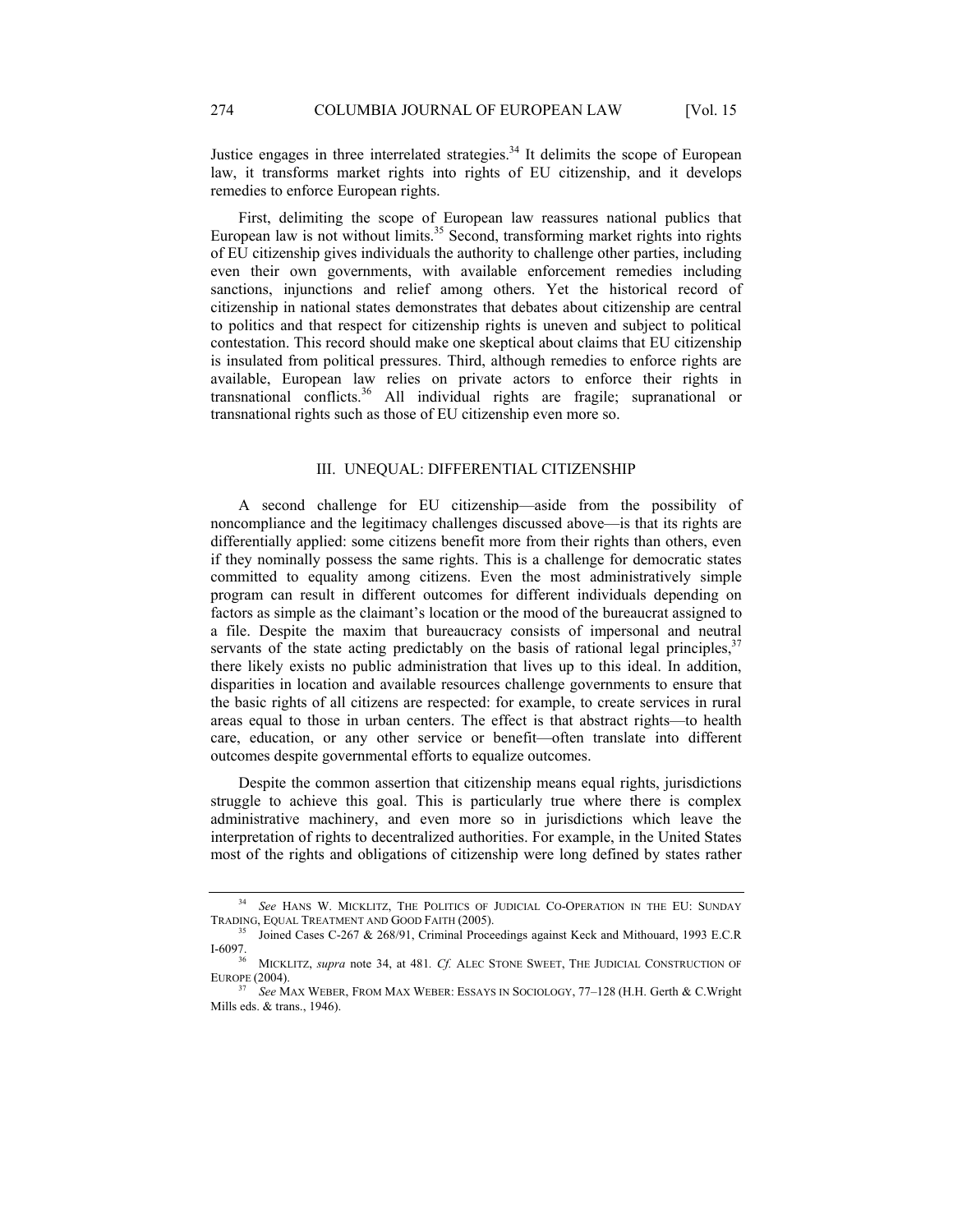Justice engages in three interrelated strategies.[34] It delimits the scope of European law, it transforms market rights into rights of EU citizenship, and it develops remedies to enforce European rights.

First, delimiting the scope of European law reassures national publics that European law is not without limits.[35] Second, transforming market rights into rights of EU citizenship gives individuals the authority to challenge other parties, including even their own governments, with available enforcement remedies including sanctions, injunctions and relief among others. Yet the historical record of citizenship in national states demonstrates that debates about citizenship are central to politics and that respect for citizenship rights is uneven and subject to political contestation. This record should make one skeptical about claims that EU citizenship is insulated from political pressures. Third, although remedies to enforce rights are available, European law relies on private actors to enforce their rights in transnational conflicts.[36] All individual rights are fragile; supranational or transnational rights such as those of EU citizenship even more so.

## III. UNEQUAL: DIFFERENTIAL CITIZENSHIP

A second challenge for EU citizenship—aside from the possibility of noncompliance and the legitimacy challenges discussed above—is that its rights are differentially applied: some citizens benefit more from their rights than others, even if they nominally possess the same rights. This is a challenge for democratic states committed to equality among citizens. Even the most administratively simple program can result in different outcomes for different individuals depending on factors as simple as the claimant's location or the mood of the bureaucrat assigned to a file. Despite the maxim that bureaucracy consists of impersonal and neutral servants of the state acting predictably on the basis of rational legal principles,[37] there likely exists no public administration that lives up to this ideal. In addition, disparities in location and available resources challenge governments to ensure that the basic rights of all citizens are respected: for example, to create services in rural areas equal to those in urban centers. The effect is that abstract rights—to health care, education, or any other service or benefit—often translate into different outcomes despite governmental efforts to equalize outcomes.

Despite the common assertion that citizenship means equal rights, jurisdictions struggle to achieve this goal. This is particularly true where there is complex administrative machinery, and even more so in jurisdictions which leave the interpretation of rights to decentralized authorities. For example, in the United States most of the rights and obligations of citizenship were long defined by states rather

---

[34] *See* HANS W. MICKLITZ, THE POLITICS OF JUDICIAL CO-OPERATION IN THE EU: SUNDAY TRADING, EQUAL TREATMENT AND GOOD FAITH (2005).

[35] Joined Cases C-267 & 268/91, Criminal Proceedings against Keck and Mithouard, 1993 E.C.R I-6097.

[36] MICKLITZ, *supra* note 34, at 481. *Cf.* ALEC STONE SWEET, THE JUDICIAL CONSTRUCTION OF EUROPE (2004).

[37] *See* MAX WEBER, FROM MAX WEBER: ESSAYS IN SOCIOLOGY, 77–128 (H.H. Gerth & C.Wright Mills eds. & trans., 1946).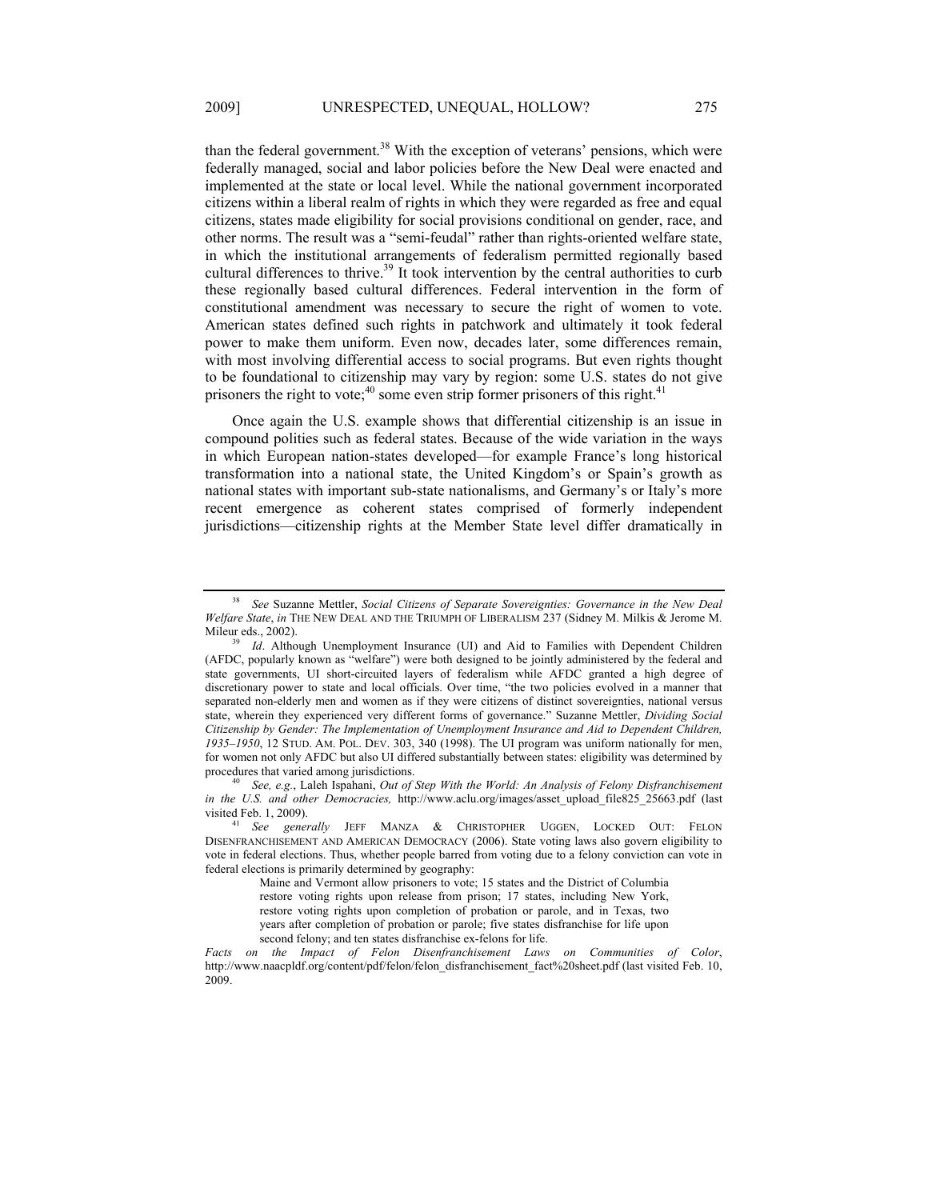than the federal government.[38] With the exception of veterans' pensions, which were federally managed, social and labor policies before the New Deal were enacted and implemented at the state or local level. While the national government incorporated citizens within a liberal realm of rights in which they were regarded as free and equal citizens, states made eligibility for social provisions conditional on gender, race, and other norms. The result was a "semi-feudal" rather than rights-oriented welfare state, in which the institutional arrangements of federalism permitted regionally based cultural differences to thrive.[39] It took intervention by the central authorities to curb these regionally based cultural differences. Federal intervention in the form of constitutional amendment was necessary to secure the right of women to vote. American states defined such rights in patchwork and ultimately it took federal power to make them uniform. Even now, decades later, some differences remain, with most involving differential access to social programs. But even rights thought to be foundational to citizenship may vary by region: some U.S. states do not give prisoners the right to vote;[40] some even strip former prisoners of this right.[41]

Once again the U.S. example shows that differential citizenship is an issue in compound polities such as federal states. Because of the wide variation in the ways in which European nation-states developed—for example France's long historical transformation into a national state, the United Kingdom's or Spain's growth as national states with important sub-state nationalisms, and Germany's or Italy's more recent emergence as coherent states comprised of formerly independent jurisdictions—citizenship rights at the Member State level differ dramatically in

---

[38] *See* Suzanne Mettler, *Social Citizens of Separate Sovereignties: Governance in the New Deal Welfare State*, *in* THE NEW DEAL AND THE TRIUMPH OF LIBERALISM 237 (Sidney M. Milkis & Jerome M. Mileur eds., 2002).

[39] *Id*. Although Unemployment Insurance (UI) and Aid to Families with Dependent Children (AFDC, popularly known as "welfare") were both designed to be jointly administered by the federal and state governments, UI short-circuited layers of federalism while AFDC granted a high degree of discretionary power to state and local officials. Over time, "the two policies evolved in a manner that separated non-elderly men and women as if they were citizens of distinct sovereignties, national versus state, wherein they experienced very different forms of governance." Suzanne Mettler, *Dividing Social Citizenship by Gender: The Implementation of Unemployment Insurance and Aid to Dependent Children, 1935–1950*, 12 STUD. AM. POL. DEV. 303, 340 (1998). The UI program was uniform nationally for men, for women not only AFDC but also UI differed substantially between states: eligibility was determined by procedures that varied among jurisdictions.

[40] *See, e.g.*, Laleh Ispahani, *Out of Step With the World: An Analysis of Felony Disfranchisement in the U.S. and other Democracies,* http://www.aclu.org/images/asset_upload_file825_25663.pdf (last visited Feb. 1, 2009).

[41] *See generally* JEFF MANZA & CHRISTOPHER UGGEN, LOCKED OUT: FELON DISENFRANCHISEMENT AND AMERICAN DEMOCRACY (2006). State voting laws also govern eligibility to vote in federal elections. Thus, whether people barred from voting due to a felony conviction can vote in federal elections is primarily determined by geography:

> Maine and Vermont allow prisoners to vote; 15 states and the District of Columbia restore voting rights upon release from prison; 17 states, including New York, restore voting rights upon completion of probation or parole, and in Texas, two years after completion of probation or parole; five states disfranchise for life upon second felony; and ten states disfranchise ex-felons for life.

*Facts on the Impact of Felon Disenfranchisement Laws on Communities of Color*, http://www.naacpldf.org/content/pdf/felon/felon_disfranchisement_fact%20sheet.pdf (last visited Feb. 10, 2009.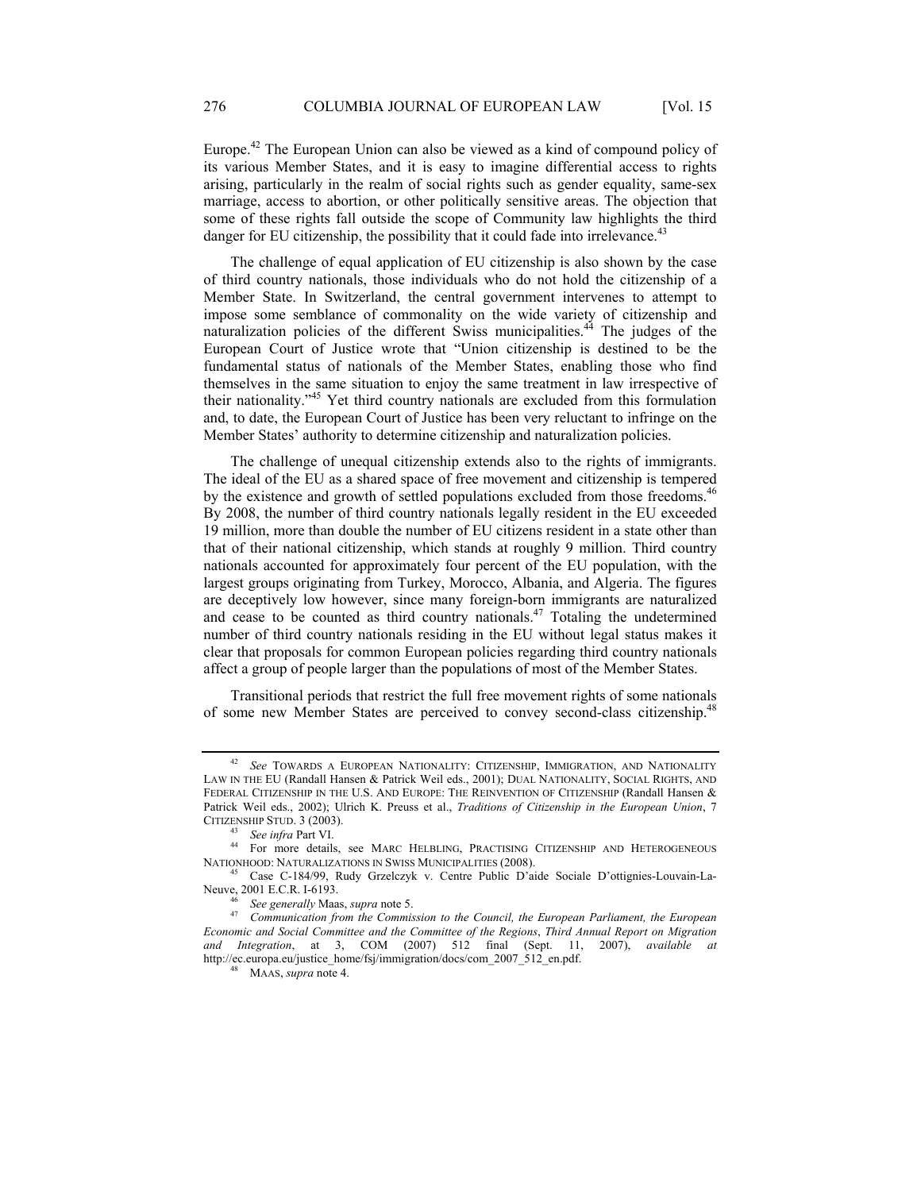Europe.[42] The European Union can also be viewed as a kind of compound policy of its various Member States, and it is easy to imagine differential access to rights arising, particularly in the realm of social rights such as gender equality, same-sex marriage, access to abortion, or other politically sensitive areas. The objection that some of these rights fall outside the scope of Community law highlights the third danger for EU citizenship, the possibility that it could fade into irrelevance.[43]

The challenge of equal application of EU citizenship is also shown by the case of third country nationals, those individuals who do not hold the citizenship of a Member State. In Switzerland, the central government intervenes to attempt to impose some semblance of commonality on the wide variety of citizenship and naturalization policies of the different Swiss municipalities.[44] The judges of the European Court of Justice wrote that "Union citizenship is destined to be the fundamental status of nationals of the Member States, enabling those who find themselves in the same situation to enjoy the same treatment in law irrespective of their nationality."[45] Yet third country nationals are excluded from this formulation and, to date, the European Court of Justice has been very reluctant to infringe on the Member States' authority to determine citizenship and naturalization policies.

The challenge of unequal citizenship extends also to the rights of immigrants. The ideal of the EU as a shared space of free movement and citizenship is tempered by the existence and growth of settled populations excluded from those freedoms.[46] By 2008, the number of third country nationals legally resident in the EU exceeded 19 million, more than double the number of EU citizens resident in a state other than that of their national citizenship, which stands at roughly 9 million. Third country nationals accounted for approximately four percent of the EU population, with the largest groups originating from Turkey, Morocco, Albania, and Algeria. The figures are deceptively low however, since many foreign-born immigrants are naturalized and cease to be counted as third country nationals.[47] Totaling the undetermined number of third country nationals residing in the EU without legal status makes it clear that proposals for common European policies regarding third country nationals affect a group of people larger than the populations of most of the Member States.

Transitional periods that restrict the full free movement rights of some nationals of some new Member States are perceived to convey second-class citizenship.[48]

---

[42] *See* TOWARDS A EUROPEAN NATIONALITY: CITIZENSHIP, IMMIGRATION, AND NATIONALITY LAW IN THE EU (Randall Hansen & Patrick Weil eds., 2001); DUAL NATIONALITY, SOCIAL RIGHTS, AND FEDERAL CITIZENSHIP IN THE U.S. AND EUROPE: THE REINVENTION OF CITIZENSHIP (Randall Hansen & Patrick Weil eds., 2002); Ulrich K. Preuss et al., *Traditions of Citizenship in the European Union*, 7 CITIZENSHIP STUD. 3 (2003).

[43] *See infra* Part VI.

[44] For more details, see MARC HELBLING, PRACTISING CITIZENSHIP AND HETEROGENEOUS NATIONHOOD: NATURALIZATIONS IN SWISS MUNICIPALITIES (2008).

[45] Case C-184/99, Rudy Grzelczyk v. Centre Public D'aide Sociale D'ottignies-Louvain-La-Neuve, 2001 E.C.R. I-6193.

[46] *See generally* Maas, *supra* note 5.

[47] *Communication from the Commission to the Council, the European Parliament, the European Economic and Social Committee and the Committee of the Regions*, *Third Annual Report on Migration and Integration*, at 3, COM (2007) 512 final (Sept. 11, 2007), *available at* http://ec.europa.eu/justice_home/fsj/immigration/docs/com_2007_512_en.pdf.

[48] MAAS, *supra* note 4.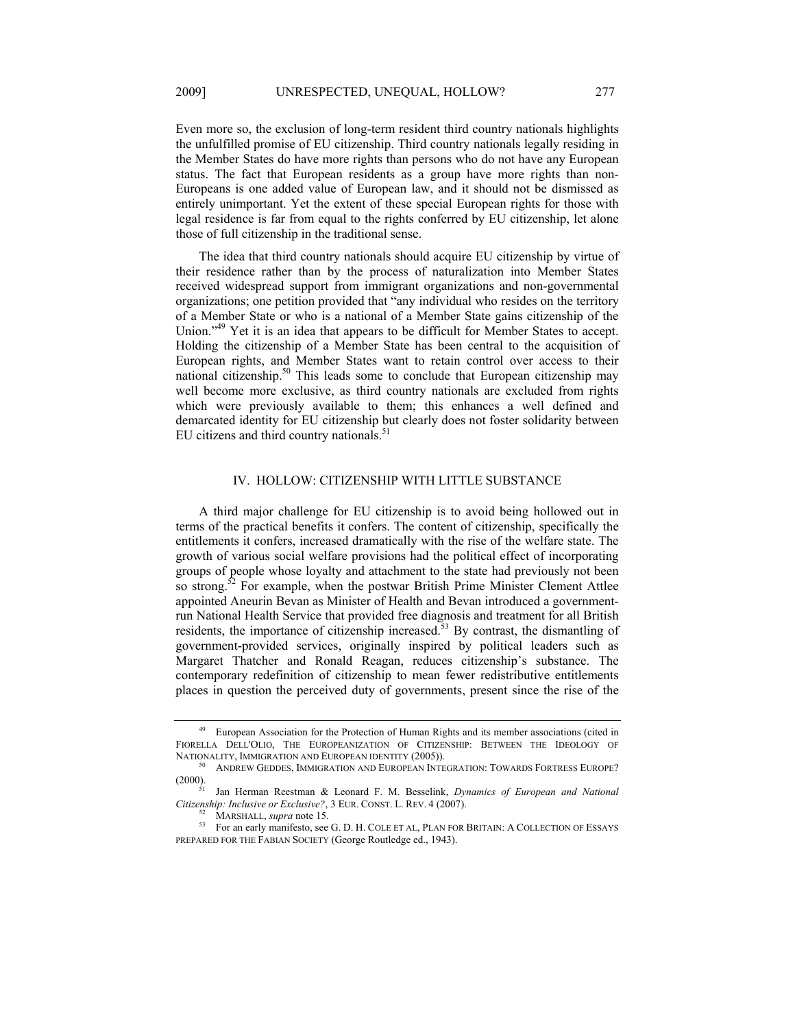Even more so, the exclusion of long-term resident third country nationals highlights the unfulfilled promise of EU citizenship. Third country nationals legally residing in the Member States do have more rights than persons who do not have any European status. The fact that European residents as a group have more rights than non-Europeans is one added value of European law, and it should not be dismissed as entirely unimportant. Yet the extent of these special European rights for those with legal residence is far from equal to the rights conferred by EU citizenship, let alone those of full citizenship in the traditional sense.

The idea that third country nationals should acquire EU citizenship by virtue of their residence rather than by the process of naturalization into Member States received widespread support from immigrant organizations and non-governmental organizations; one petition provided that "any individual who resides on the territory of a Member State or who is a national of a Member State gains citizenship of the Union."[49] Yet it is an idea that appears to be difficult for Member States to accept. Holding the citizenship of a Member State has been central to the acquisition of European rights, and Member States want to retain control over access to their national citizenship.[50] This leads some to conclude that European citizenship may well become more exclusive, as third country nationals are excluded from rights which were previously available to them; this enhances a well defined and demarcated identity for EU citizenship but clearly does not foster solidarity between EU citizens and third country nationals.[51]

## IV. HOLLOW: CITIZENSHIP WITH LITTLE SUBSTANCE

A third major challenge for EU citizenship is to avoid being hollowed out in terms of the practical benefits it confers. The content of citizenship, specifically the entitlements it confers, increased dramatically with the rise of the welfare state. The growth of various social welfare provisions had the political effect of incorporating groups of people whose loyalty and attachment to the state had previously not been so strong.[52] For example, when the postwar British Prime Minister Clement Attlee appointed Aneurin Bevan as Minister of Health and Bevan introduced a government-run National Health Service that provided free diagnosis and treatment for all British residents, the importance of citizenship increased.[53] By contrast, the dismantling of government-provided services, originally inspired by political leaders such as Margaret Thatcher and Ronald Reagan, reduces citizenship's substance. The contemporary redefinition of citizenship to mean fewer redistributive entitlements places in question the perceived duty of governments, present since the rise of the

---

[49] European Association for the Protection of Human Rights and its member associations (cited in FIORELLA DELL'OLIO, THE EUROPEANIZATION OF CITIZENSHIP: BETWEEN THE IDEOLOGY OF NATIONALITY, IMMIGRATION AND EUROPEAN IDENTITY (2005)).

[50] ANDREW GEDDES, IMMIGRATION AND EUROPEAN INTEGRATION: TOWARDS FORTRESS EUROPE? (2000).

[51] Jan Herman Reestman & Leonard F. M. Besselink, *Dynamics of European and National Citizenship: Inclusive or Exclusive?*, 3 EUR. CONST. L. REV. 4 (2007).

[52] MARSHALL, *supra* note 15.

[53] For an early manifesto, see G. D. H. COLE ET AL, PLAN FOR BRITAIN: A COLLECTION OF ESSAYS PREPARED FOR THE FABIAN SOCIETY (George Routledge ed., 1943).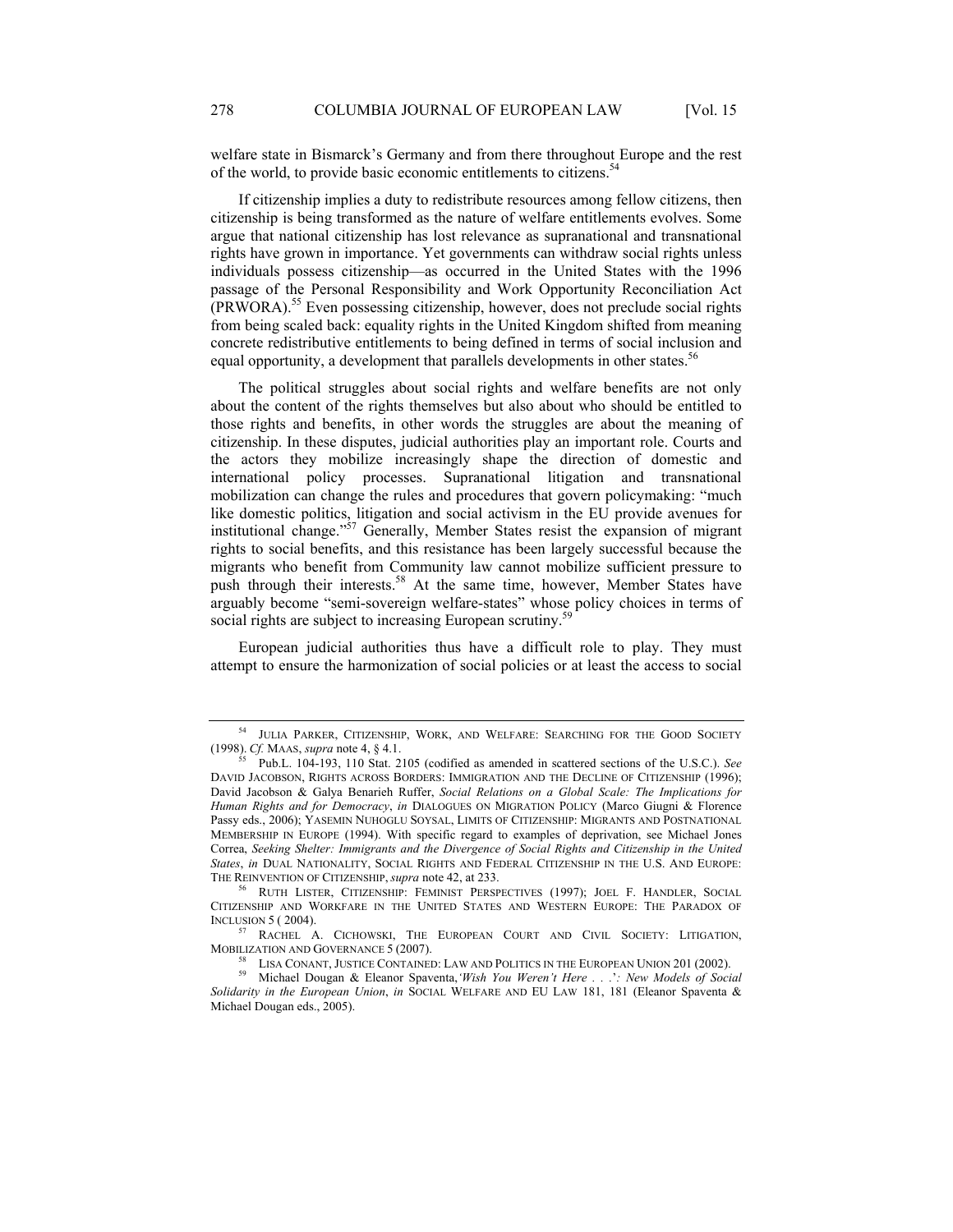welfare state in Bismarck's Germany and from there throughout Europe and the rest of the world, to provide basic economic entitlements to citizens.[54]

If citizenship implies a duty to redistribute resources among fellow citizens, then citizenship is being transformed as the nature of welfare entitlements evolves. Some argue that national citizenship has lost relevance as supranational and transnational rights have grown in importance. Yet governments can withdraw social rights unless individuals possess citizenship—as occurred in the United States with the 1996 passage of the Personal Responsibility and Work Opportunity Reconciliation Act (PRWORA).[55] Even possessing citizenship, however, does not preclude social rights from being scaled back: equality rights in the United Kingdom shifted from meaning concrete redistributive entitlements to being defined in terms of social inclusion and equal opportunity, a development that parallels developments in other states.[56]

The political struggles about social rights and welfare benefits are not only about the content of the rights themselves but also about who should be entitled to those rights and benefits, in other words the struggles are about the meaning of citizenship. In these disputes, judicial authorities play an important role. Courts and the actors they mobilize increasingly shape the direction of domestic and international policy processes. Supranational litigation and transnational mobilization can change the rules and procedures that govern policymaking: "much like domestic politics, litigation and social activism in the EU provide avenues for institutional change."[57] Generally, Member States resist the expansion of migrant rights to social benefits, and this resistance has been largely successful because the migrants who benefit from Community law cannot mobilize sufficient pressure to push through their interests.[58] At the same time, however, Member States have arguably become "semi-sovereign welfare-states" whose policy choices in terms of social rights are subject to increasing European scrutiny.[59]

European judicial authorities thus have a difficult role to play. They must attempt to ensure the harmonization of social policies or at least the access to social

---

[54] JULIA PARKER, CITIZENSHIP, WORK, AND WELFARE: SEARCHING FOR THE GOOD SOCIETY (1998). *Cf.* MAAS, *supra* note 4, § 4.1.

[55] Pub.L. 104-193, 110 Stat. 2105 (codified as amended in scattered sections of the U.S.C.). *See* DAVID JACOBSON, RIGHTS ACROSS BORDERS: IMMIGRATION AND THE DECLINE OF CITIZENSHIP (1996); David Jacobson & Galya Benarieh Ruffer, *Social Relations on a Global Scale: The Implications for Human Rights and for Democracy*, *in* DIALOGUES ON MIGRATION POLICY (Marco Giugni & Florence Passy eds., 2006); YASEMIN NUHOGLU SOYSAL, LIMITS OF CITIZENSHIP: MIGRANTS AND POSTNATIONAL MEMBERSHIP IN EUROPE (1994). With specific regard to examples of deprivation, see Michael Jones Correa, *Seeking Shelter: Immigrants and the Divergence of Social Rights and Citizenship in the United States*, *in* DUAL NATIONALITY, SOCIAL RIGHTS AND FEDERAL CITIZENSHIP IN THE U.S. AND EUROPE: THE REINVENTION OF CITIZENSHIP, *supra* note 42, at 233.

[56] RUTH LISTER, CITIZENSHIP: FEMINIST PERSPECTIVES (1997); JOEL F. HANDLER, SOCIAL CITIZENSHIP AND WORKFARE IN THE UNITED STATES AND WESTERN EUROPE: THE PARADOX OF INCLUSION 5 ( 2004).

[57] RACHEL A. CICHOWSKI, THE EUROPEAN COURT AND CIVIL SOCIETY: LITIGATION, MOBILIZATION AND GOVERNANCE 5 (2007).

[58] LISA CONANT, JUSTICE CONTAINED: LAW AND POLITICS IN THE EUROPEAN UNION 201 (2002).

[59] Michael Dougan & Eleanor Spaventa, *'Wish You Weren't Here . . .': New Models of Social Solidarity in the European Union*, *in* SOCIAL WELFARE AND EU LAW 181, 181 (Eleanor Spaventa & Michael Dougan eds., 2005).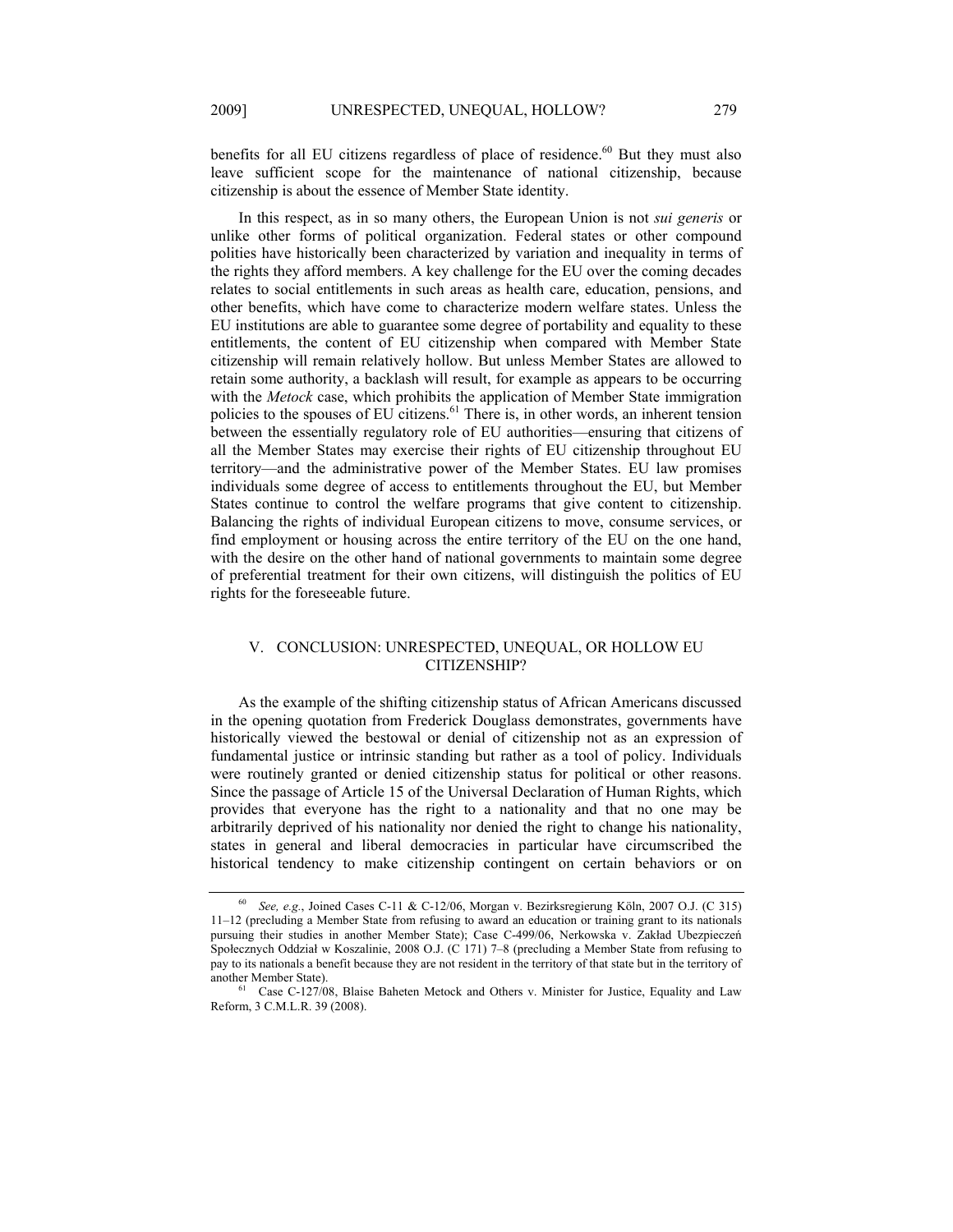benefits for all EU citizens regardless of place of residence.[60] But they must also leave sufficient scope for the maintenance of national citizenship, because citizenship is about the essence of Member State identity.

In this respect, as in so many others, the European Union is not *sui generis* or unlike other forms of political organization. Federal states or other compound polities have historically been characterized by variation and inequality in terms of the rights they afford members. A key challenge for the EU over the coming decades relates to social entitlements in such areas as health care, education, pensions, and other benefits, which have come to characterize modern welfare states. Unless the EU institutions are able to guarantee some degree of portability and equality to these entitlements, the content of EU citizenship when compared with Member State citizenship will remain relatively hollow. But unless Member States are allowed to retain some authority, a backlash will result, for example as appears to be occurring with the *Metock* case, which prohibits the application of Member State immigration policies to the spouses of EU citizens.[61] There is, in other words, an inherent tension between the essentially regulatory role of EU authorities—ensuring that citizens of all the Member States may exercise their rights of EU citizenship throughout EU territory—and the administrative power of the Member States. EU law promises individuals some degree of access to entitlements throughout the EU, but Member States continue to control the welfare programs that give content to citizenship. Balancing the rights of individual European citizens to move, consume services, or find employment or housing across the entire territory of the EU on the one hand, with the desire on the other hand of national governments to maintain some degree of preferential treatment for their own citizens, will distinguish the politics of EU rights for the foreseeable future.

## V. CONCLUSION: UNRESPECTED, UNEQUAL, OR HOLLOW EU CITIZENSHIP?

As the example of the shifting citizenship status of African Americans discussed in the opening quotation from Frederick Douglass demonstrates, governments have historically viewed the bestowal or denial of citizenship not as an expression of fundamental justice or intrinsic standing but rather as a tool of policy. Individuals were routinely granted or denied citizenship status for political or other reasons. Since the passage of Article 15 of the Universal Declaration of Human Rights, which provides that everyone has the right to a nationality and that no one may be arbitrarily deprived of his nationality nor denied the right to change his nationality, states in general and liberal democracies in particular have circumscribed the historical tendency to make citizenship contingent on certain behaviors or on

---

[60] *See, e.g.*, Joined Cases C-11 & C-12/06, Morgan v. Bezirksregierung Köln, 2007 O.J. (C 315) 11–12 (precluding a Member State from refusing to award an education or training grant to its nationals pursuing their studies in another Member State); Case C-499/06, Nerkowska v. Zakład Ubezpieczeń Społecznych Oddział w Koszalinie, 2008 O.J. (C 171) 7–8 (precluding a Member State from refusing to pay to its nationals a benefit because they are not resident in the territory of that state but in the territory of another Member State).

[61] Case C-127/08, Blaise Baheten Metock and Others v. Minister for Justice, Equality and Law Reform, 3 C.M.L.R. 39 (2008).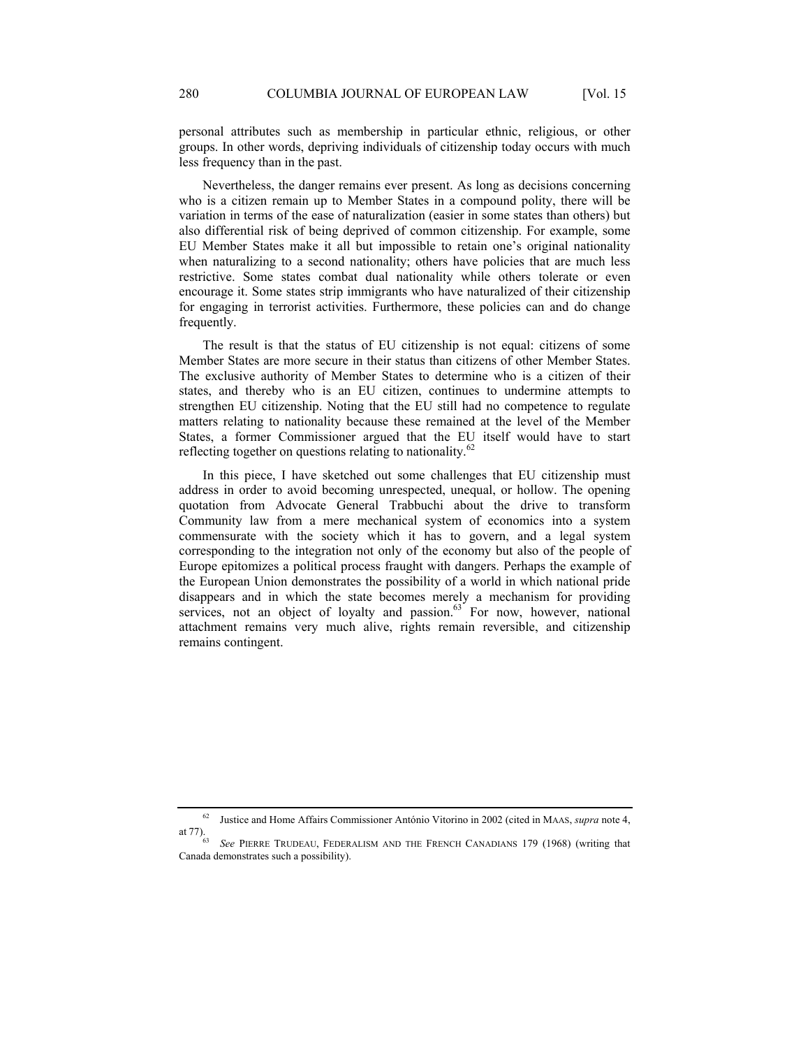personal attributes such as membership in particular ethnic, religious, or other groups. In other words, depriving individuals of citizenship today occurs with much less frequency than in the past.

Nevertheless, the danger remains ever present. As long as decisions concerning who is a citizen remain up to Member States in a compound polity, there will be variation in terms of the ease of naturalization (easier in some states than others) but also differential risk of being deprived of common citizenship. For example, some EU Member States make it all but impossible to retain one's original nationality when naturalizing to a second nationality; others have policies that are much less restrictive. Some states combat dual nationality while others tolerate or even encourage it. Some states strip immigrants who have naturalized of their citizenship for engaging in terrorist activities. Furthermore, these policies can and do change frequently.

The result is that the status of EU citizenship is not equal: citizens of some Member States are more secure in their status than citizens of other Member States. The exclusive authority of Member States to determine who is a citizen of their states, and thereby who is an EU citizen, continues to undermine attempts to strengthen EU citizenship. Noting that the EU still had no competence to regulate matters relating to nationality because these remained at the level of the Member States, a former Commissioner argued that the EU itself would have to start reflecting together on questions relating to nationality.[62]

In this piece, I have sketched out some challenges that EU citizenship must address in order to avoid becoming unrespected, unequal, or hollow. The opening quotation from Advocate General Trabbuchi about the drive to transform Community law from a mere mechanical system of economics into a system commensurate with the society which it has to govern, and a legal system corresponding to the integration not only of the economy but also of the people of Europe epitomizes a political process fraught with dangers. Perhaps the example of the European Union demonstrates the possibility of a world in which national pride disappears and in which the state becomes merely a mechanism for providing services, not an object of loyalty and passion.[63] For now, however, national attachment remains very much alive, rights remain reversible, and citizenship remains contingent.

---

[62] Justice and Home Affairs Commissioner António Vitorino in 2002 (cited in MAAS, *supra* note 4, at 77).

[63] *See* PIERRE TRUDEAU, FEDERALISM AND THE FRENCH CANADIANS 179 (1968) (writing that Canada demonstrates such a possibility).